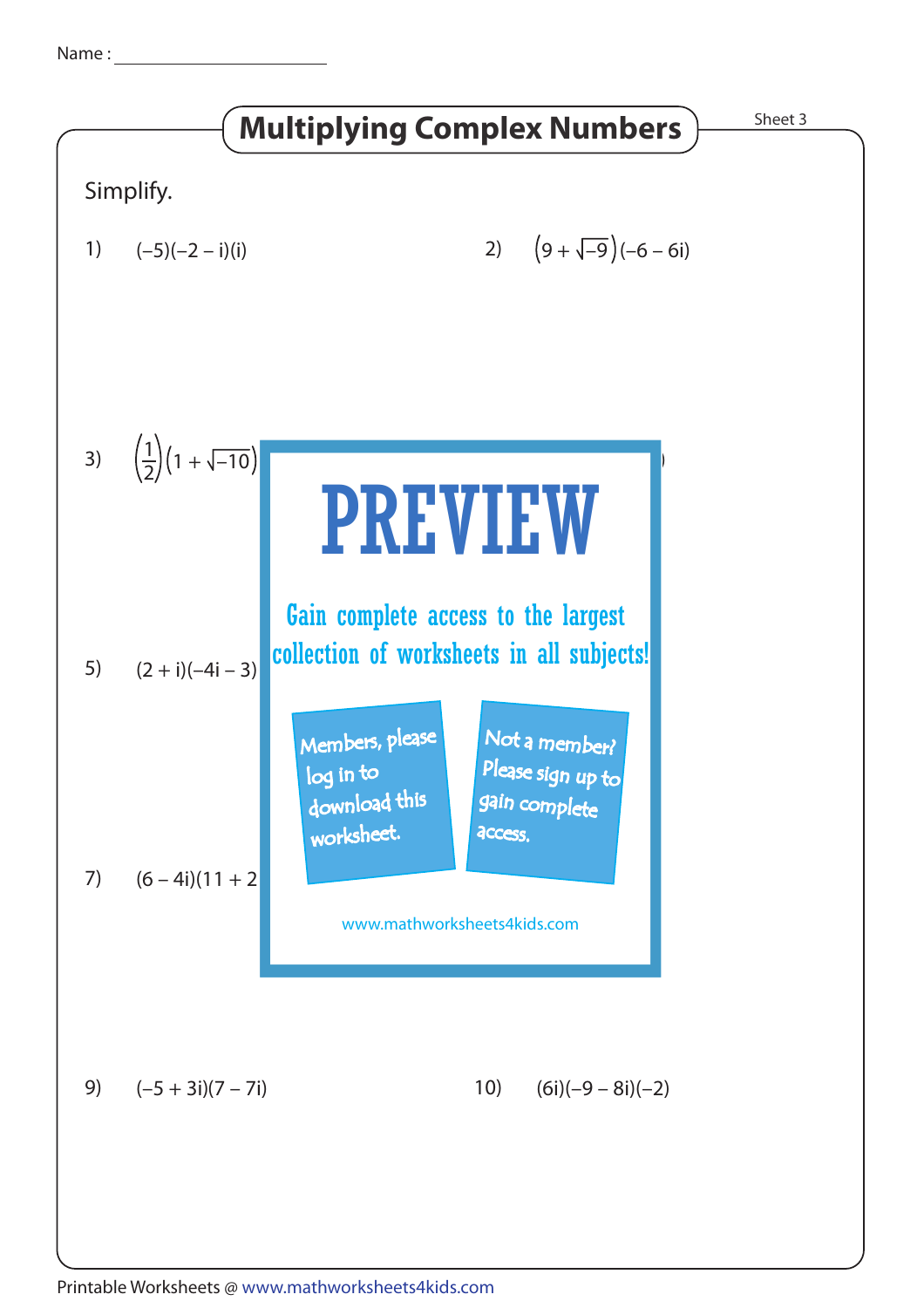Name :

# Multiplying Complex Numbers

Sheet 3

Simplify.

1) $(-5)(-2 - i)(i)$

2) $\left(9 + \sqrt{-9}\right)(-6 - 6i)$

3) $\left(\frac{1}{2}\right)\left(1 + \sqrt{-10}\right)$

PREVIEW

Gain complete access to the largest collection of worksheets in all subjects!

Members, please log in to download this worksheet.

Not a member? Please sign up to gain complete access.

www.mathworksheets4kids.com

5) $(2 + i)(-4i - 3)$

7) $(6 - 4i)(11 + 2$

9) $(-5 + 3i)(7 - 7i)$

10) $(6i)(-9 - 8i)(-2)$

Printable Worksheets @ www.mathworksheets4kids.com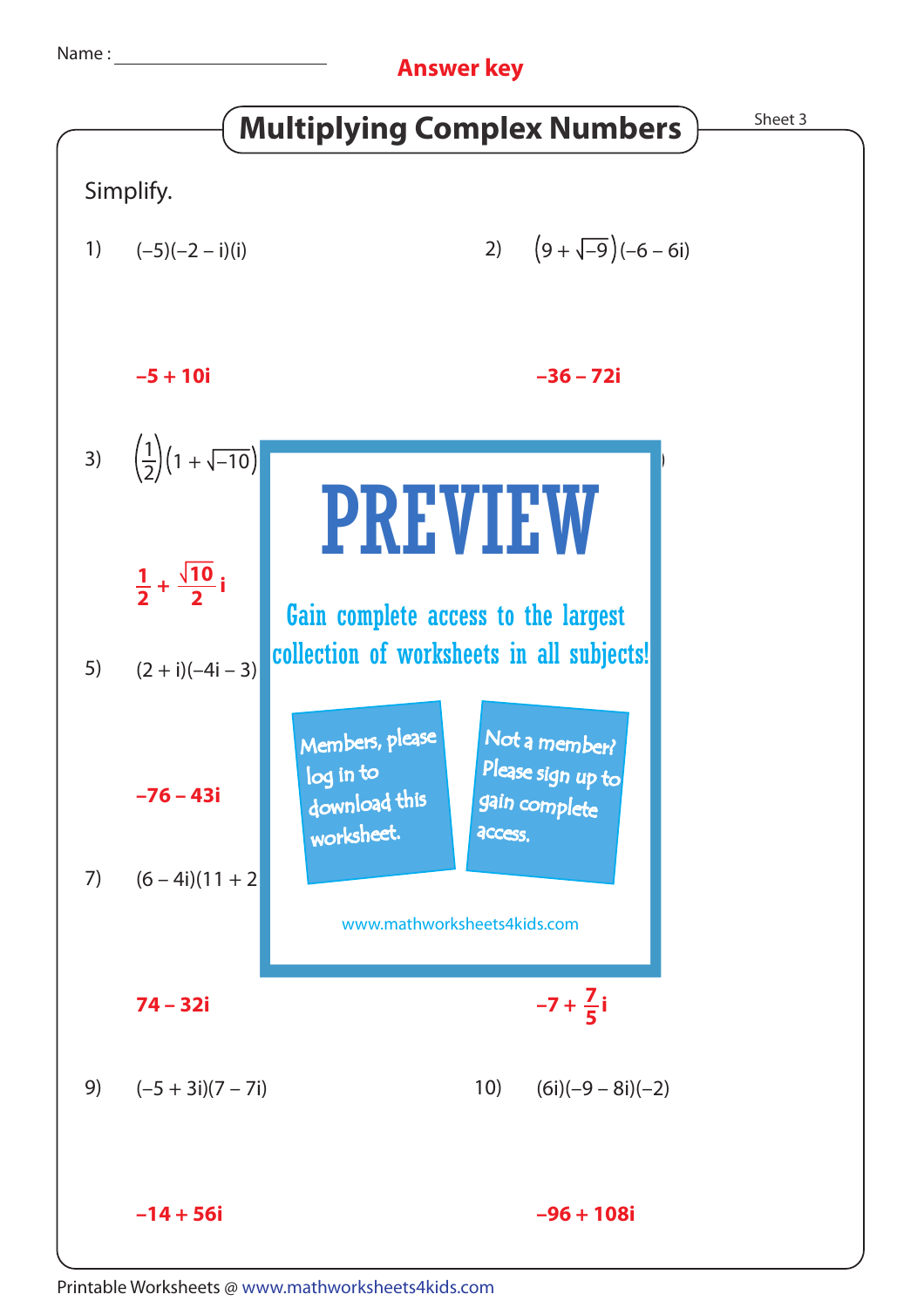Name : ____________________

**Answer key**

# Multiplying Complex Numbers

Sheet 3

Simplify.

1) $(-5)(-2 - i)(i)$

**$-5 + 10i$**

2) $\left(9 + \sqrt{-9}\right)(-6 - 6i)$

**$-36 - 72i$**

3) $\left(\frac{1}{2}\right)\left(1 + \sqrt{-10}\right)$

**$\frac{1}{2} + \frac{\sqrt{10}}{2}i$**

5) $(2 + i)(-4i - 3)$

**$-76 - 43i$**

7) $(6 - 4i)(11 + 2$

**$74 - 32i$**

**$-7 + \frac{7}{5}i$**

PREVIEW

Gain complete access to the largest collection of worksheets in all subjects!

Members, please log in to download this worksheet.

Not a member? Please sign up to gain complete access.

www.mathworksheets4kids.com

9) $(-5 + 3i)(7 - 7i)$

**$-14 + 56i$**

10) $(6i)(-9 - 8i)(-2)$

**$-96 + 108i$**

Printable Worksheets @ www.mathworksheets4kids.com